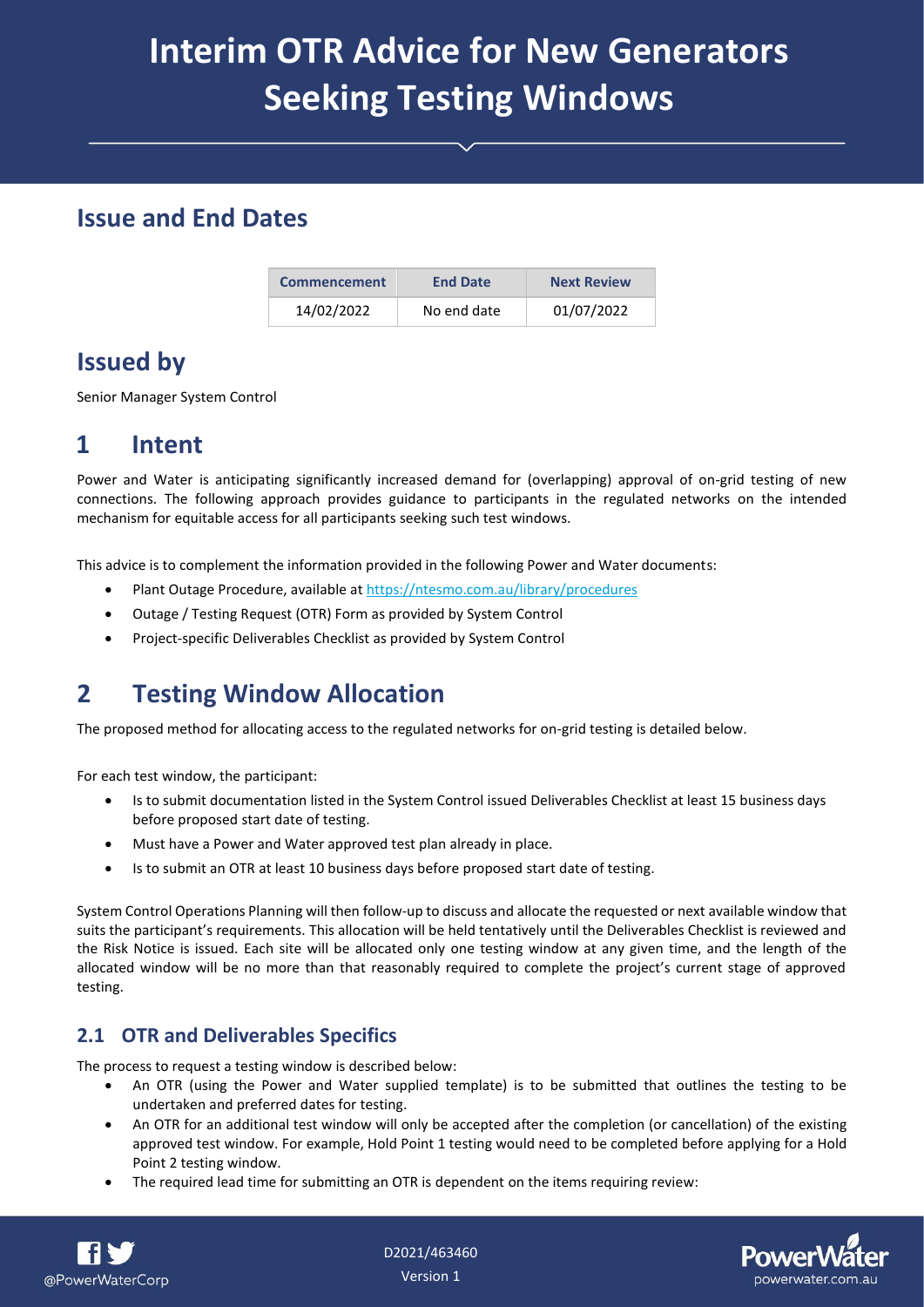# Interim OTR Advice for New Generators Seeking Testing Windows

## Issue and End Dates

| Commencement | End Date | Next Review |
| --- | --- | --- |
| 14/02/2022 | No end date | 01/07/2022 |

## Issued by

Senior Manager System Control

## 1 Intent

Power and Water is anticipating significantly increased demand for (overlapping) approval of on-grid testing of new connections. The following approach provides guidance to participants in the regulated networks on the intended mechanism for equitable access for all participants seeking such test windows.

This advice is to complement the information provided in the following Power and Water documents:

- Plant Outage Procedure, available at https://ntesmo.com.au/library/procedures
- Outage / Testing Request (OTR) Form as provided by System Control
- Project-specific Deliverables Checklist as provided by System Control

## 2 Testing Window Allocation

The proposed method for allocating access to the regulated networks for on-grid testing is detailed below.

For each test window, the participant:

- Is to submit documentation listed in the System Control issued Deliverables Checklist at least 15 business days before proposed start date of testing.
- Must have a Power and Water approved test plan already in place.
- Is to submit an OTR at least 10 business days before proposed start date of testing.

System Control Operations Planning will then follow-up to discuss and allocate the requested or next available window that suits the participant's requirements. This allocation will be held tentatively until the Deliverables Checklist is reviewed and the Risk Notice is issued. Each site will be allocated only one testing window at any given time, and the length of the allocated window will be no more than that reasonably required to complete the project's current stage of approved testing.

### 2.1 OTR and Deliverables Specifics

The process to request a testing window is described below:

- An OTR (using the Power and Water supplied template) is to be submitted that outlines the testing to be undertaken and preferred dates for testing.
- An OTR for an additional test window will only be accepted after the completion (or cancellation) of the existing approved test window. For example, Hold Point 1 testing would need to be completed before applying for a Hold Point 2 testing window.
- The required lead time for submitting an OTR is dependent on the items requiring review: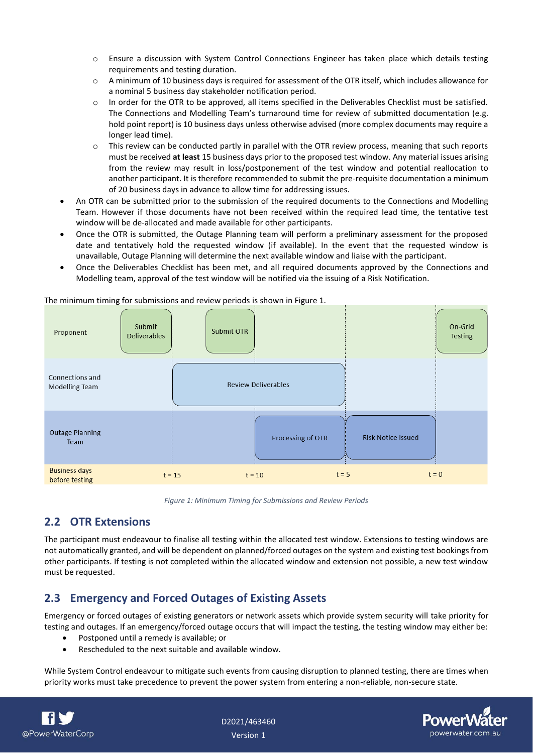- Ensure a discussion with System Control Connections Engineer has taken place which details testing requirements and testing duration.
  - A minimum of 10 business days is required for assessment of the OTR itself, which includes allowance for a nominal 5 business day stakeholder notification period.
  - In order for the OTR to be approved, all items specified in the Deliverables Checklist must be satisfied. The Connections and Modelling Team's turnaround time for review of submitted documentation (e.g. hold point report) is 10 business days unless otherwise advised (more complex documents may require a longer lead time).
  - This review can be conducted partly in parallel with the OTR review process, meaning that such reports must be received **at least** 15 business days prior to the proposed test window. Any material issues arising from the review may result in loss/postponement of the test window and potential reallocation to another participant. It is therefore recommended to submit the pre-requisite documentation a minimum of 20 business days in advance to allow time for addressing issues.
- An OTR can be submitted prior to the submission of the required documents to the Connections and Modelling Team. However if those documents have not been received within the required lead time, the tentative test window will be de-allocated and made available for other participants.
- Once the OTR is submitted, the Outage Planning team will perform a preliminary assessment for the proposed date and tentatively hold the requested window (if available). In the event that the requested window is unavailable, Outage Planning will determine the next available window and liaise with the participant.
- Once the Deliverables Checklist has been met, and all required documents approved by the Connections and Modelling team, approval of the test window will be notified via the issuing of a Risk Notification.

The minimum timing for submissions and review periods is shown in Figure 1.

Proponent
Submit Deliverables
Submit OTR
On-Grid Testing
Connections and Modelling Team
Review Deliverables
Outage Planning Team
Processing of OTR
Risk Notice Issued
Business days before testing
t = 15
t = 10
t = 5
t = 0

*Figure 1: Minimum Timing for Submissions and Review Periods*

## 2.2 OTR Extensions

The participant must endeavour to finalise all testing within the allocated test window. Extensions to testing windows are not automatically granted, and will be dependent on planned/forced outages on the system and existing test bookings from other participants. If testing is not completed within the allocated window and extension not possible, a new test window must be requested.

## 2.3 Emergency and Forced Outages of Existing Assets

Emergency or forced outages of existing generators or network assets which provide system security will take priority for testing and outages. If an emergency/forced outage occurs that will impact the testing, the testing window may either be:

- Postponed until a remedy is available; or
- Rescheduled to the next suitable and available window.

While System Control endeavour to mitigate such events from causing disruption to planned testing, there are times when priority works must take precedence to prevent the power system from entering a non-reliable, non-secure state.